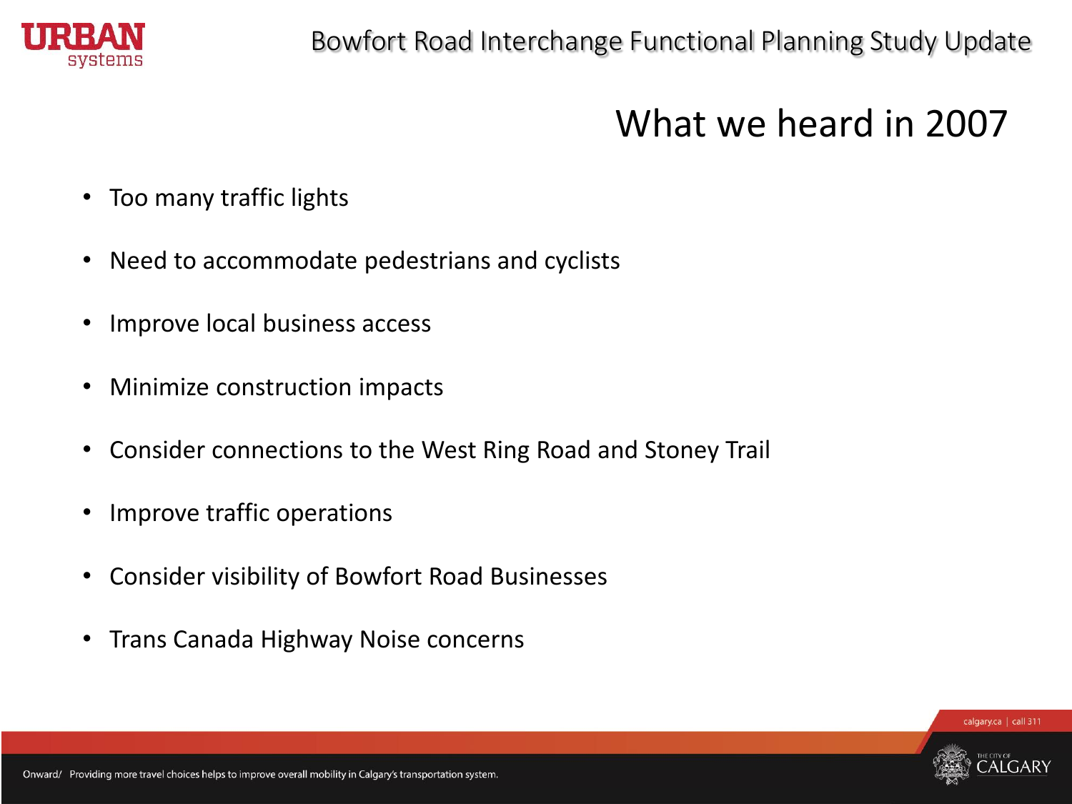# What we heard in 2007

- Too many traffic lights
- Need to accommodate pedestrians and cyclists
- Improve local business access
- Minimize construction impacts
- Consider connections to the West Ring Road and Stoney Trail
- Improve traffic operations
- Consider visibility of Bowfort Road Businesses
- Trans Canada Highway Noise concerns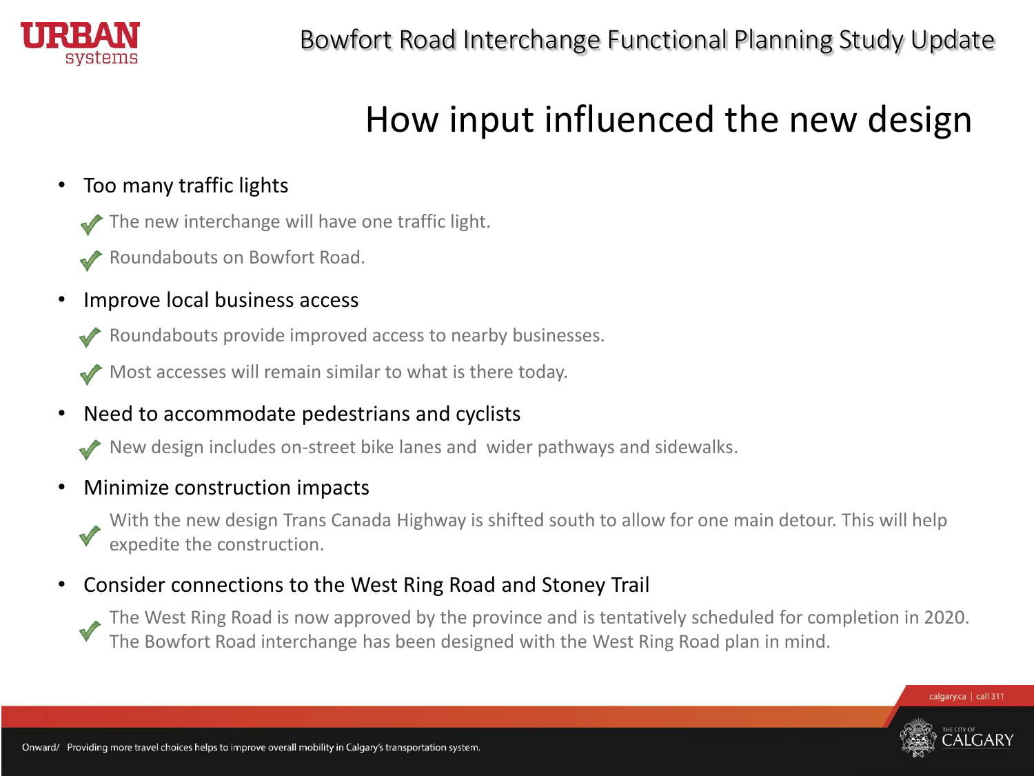# How input influenced the new design

- Too many traffic lights
  - ✓ The new interchange will have one traffic light.
  - ✓ Roundabouts on Bowfort Road.
- Improve local business access
  - ✓ Roundabouts provide improved access to nearby businesses.
  - ✓ Most accesses will remain similar to what is there today.
- Need to accommodate pedestrians and cyclists
  - ✓ New design includes on-street bike lanes and wider pathways and sidewalks.
- Minimize construction impacts
  - ✓ With the new design Trans Canada Highway is shifted south to allow for one main detour. This will help expedite the construction.
- Consider connections to the West Ring Road and Stoney Trail
  - ✓ The West Ring Road is now approved by the province and is tentatively scheduled for completion in 2020. The Bowfort Road interchange has been designed with the West Ring Road plan in mind.

Onward/ Providing more travel choices helps to improve overall mobility in Calgary's transportation system.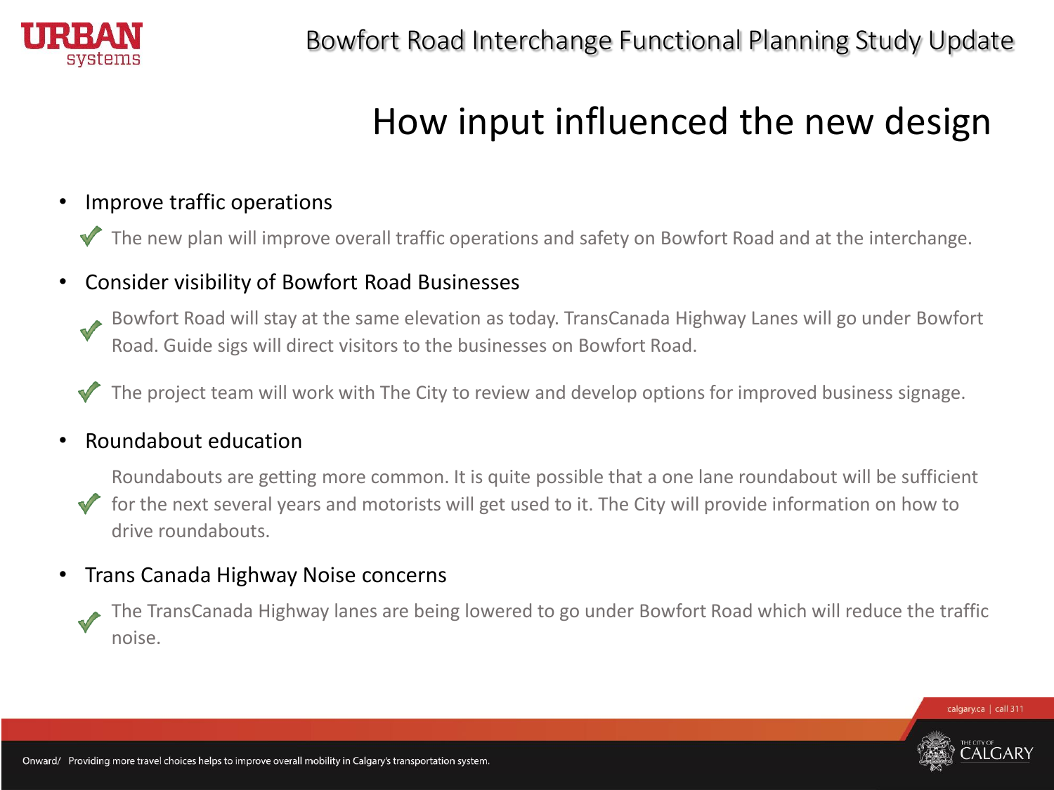# How input influenced the new design

- Improve traffic operations

  ✓ The new plan will improve overall traffic operations and safety on Bowfort Road and at the interchange.

- Consider visibility of Bowfort Road Businesses

  ✓ Bowfort Road will stay at the same elevation as today. TransCanada Highway Lanes will go under Bowfort Road. Guide sigs will direct visitors to the businesses on Bowfort Road.

  ✓ The project team will work with The City to review and develop options for improved business signage.

- Roundabout education

  ✓ Roundabouts are getting more common. It is quite possible that a one lane roundabout will be sufficient for the next several years and motorists will get used to it. The City will provide information on how to drive roundabouts.

- Trans Canada Highway Noise concerns

  ✓ The TransCanada Highway lanes are being lowered to go under Bowfort Road which will reduce the traffic noise.